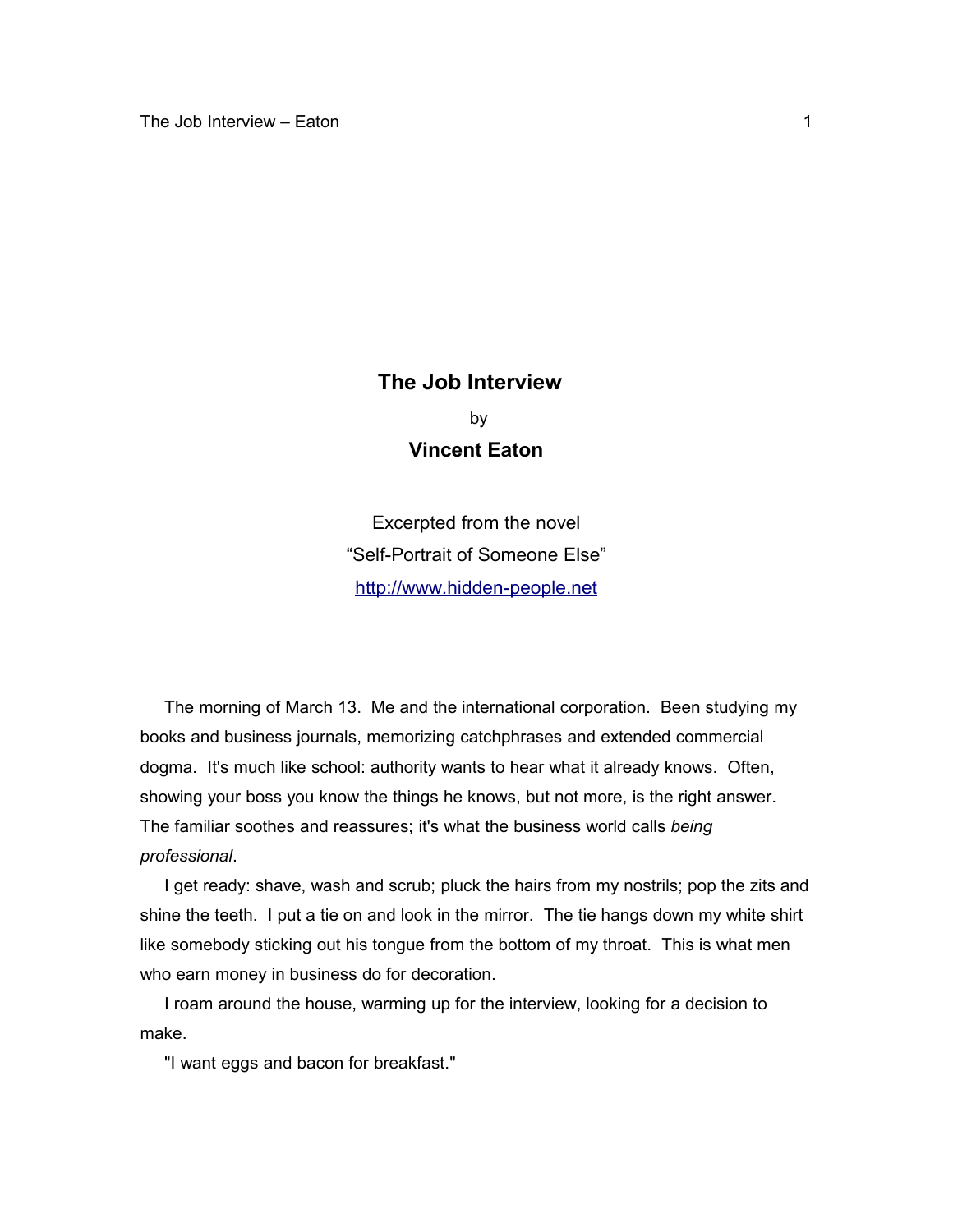# The Job Interview

by

**Vincent Eaton**

Excerpted from the novel
"Self-Portrait of Someone Else"
[http://www.hidden-people.net](http://www.hidden-people.net)

The morning of March 13. Me and the international corporation. Been studying my books and business journals, memorizing catchphrases and extended commercial dogma. It's much like school: authority wants to hear what it already knows. Often, showing your boss you know the things he knows, but not more, is the right answer. The familiar soothes and reassures; it's what the business world calls *being professional*.

I get ready: shave, wash and scrub; pluck the hairs from my nostrils; pop the zits and shine the teeth. I put a tie on and look in the mirror. The tie hangs down my white shirt like somebody sticking out his tongue from the bottom of my throat. This is what men who earn money in business do for decoration.

I roam around the house, warming up for the interview, looking for a decision to make.

"I want eggs and bacon for breakfast."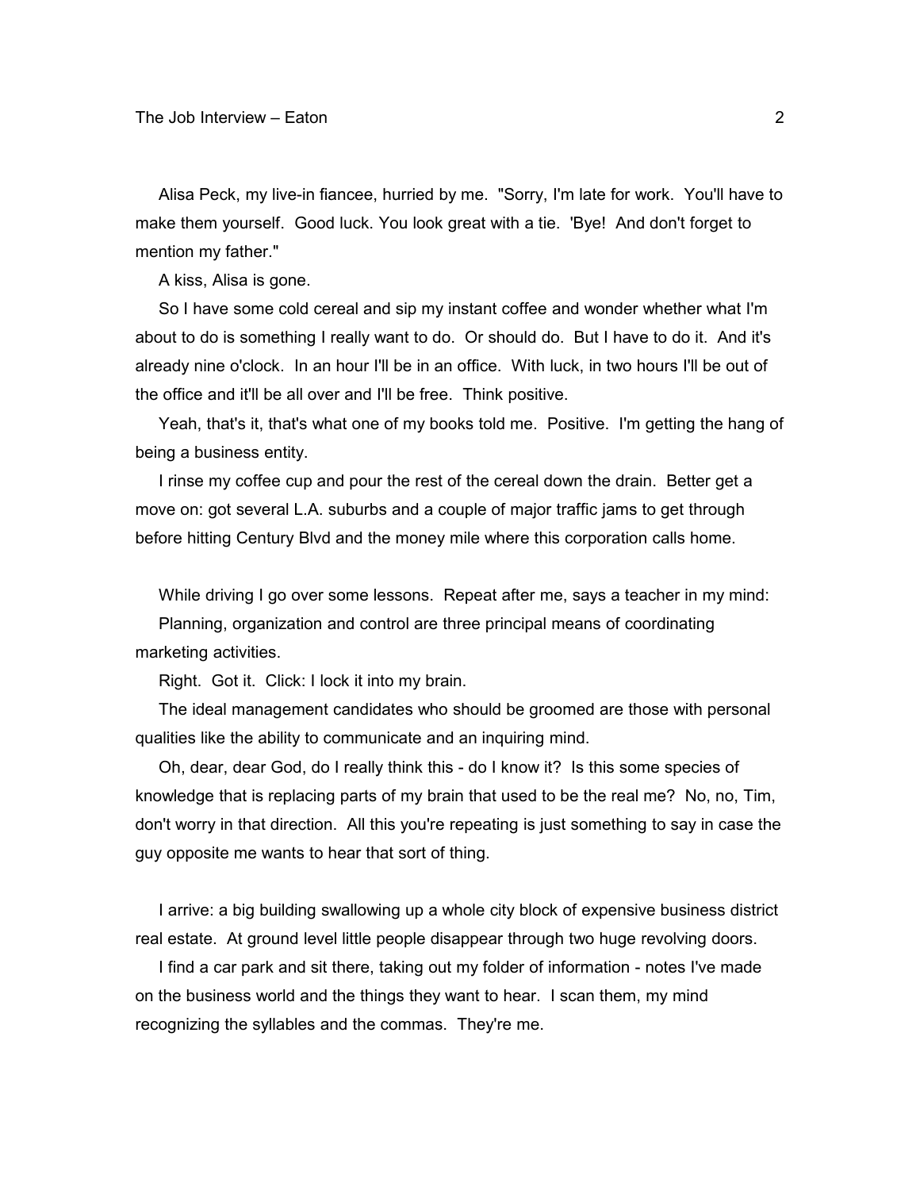Alisa Peck, my live-in fiancee, hurried by me. "Sorry, I'm late for work. You'll have to make them yourself. Good luck. You look great with a tie. 'Bye! And don't forget to mention my father."

A kiss, Alisa is gone.

So I have some cold cereal and sip my instant coffee and wonder whether what I'm about to do is something I really want to do. Or should do. But I have to do it. And it's already nine o'clock. In an hour I'll be in an office. With luck, in two hours I'll be out of the office and it'll be all over and I'll be free. Think positive.

Yeah, that's it, that's what one of my books told me. Positive. I'm getting the hang of being a business entity.

I rinse my coffee cup and pour the rest of the cereal down the drain. Better get a move on: got several L.A. suburbs and a couple of major traffic jams to get through before hitting Century Blvd and the money mile where this corporation calls home.

While driving I go over some lessons. Repeat after me, says a teacher in my mind:

Planning, organization and control are three principal means of coordinating marketing activities.

Right. Got it. Click: I lock it into my brain.

The ideal management candidates who should be groomed are those with personal qualities like the ability to communicate and an inquiring mind.

Oh, dear, dear God, do I really think this - do I know it? Is this some species of knowledge that is replacing parts of my brain that used to be the real me? No, no, Tim, don't worry in that direction. All this you're repeating is just something to say in case the guy opposite me wants to hear that sort of thing.

I arrive: a big building swallowing up a whole city block of expensive business district real estate. At ground level little people disappear through two huge revolving doors.

I find a car park and sit there, taking out my folder of information - notes I've made on the business world and the things they want to hear. I scan them, my mind recognizing the syllables and the commas. They're me.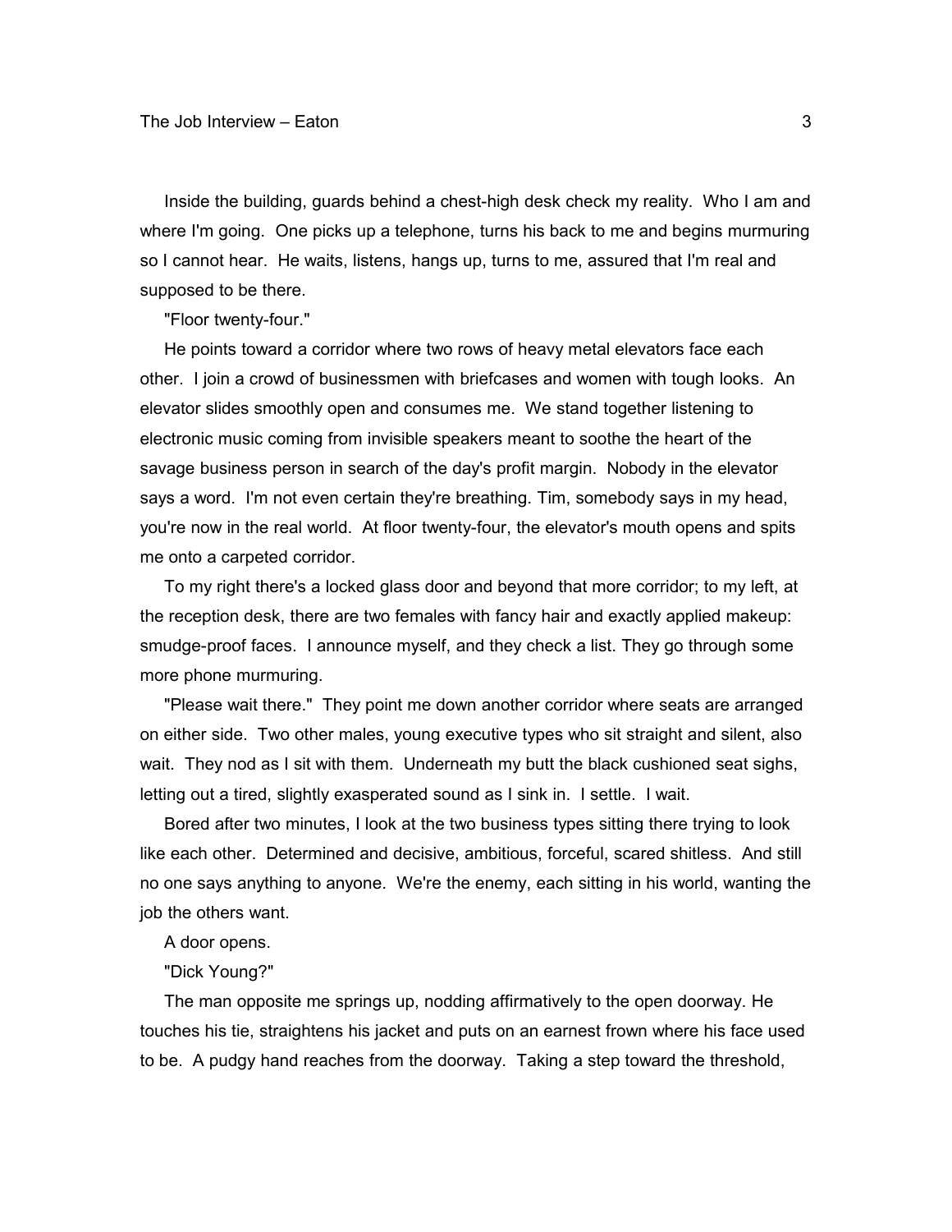Inside the building, guards behind a chest-high desk check my reality. Who I am and where I'm going. One picks up a telephone, turns his back to me and begins murmuring so I cannot hear. He waits, listens, hangs up, turns to me, assured that I'm real and supposed to be there.

"Floor twenty-four."

He points toward a corridor where two rows of heavy metal elevators face each other. I join a crowd of businessmen with briefcases and women with tough looks. An elevator slides smoothly open and consumes me. We stand together listening to electronic music coming from invisible speakers meant to soothe the heart of the savage business person in search of the day's profit margin. Nobody in the elevator says a word. I'm not even certain they're breathing. Tim, somebody says in my head, you're now in the real world. At floor twenty-four, the elevator's mouth opens and spits me onto a carpeted corridor.

To my right there's a locked glass door and beyond that more corridor; to my left, at the reception desk, there are two females with fancy hair and exactly applied makeup: smudge-proof faces. I announce myself, and they check a list. They go through some more phone murmuring.

"Please wait there." They point me down another corridor where seats are arranged on either side. Two other males, young executive types who sit straight and silent, also wait. They nod as I sit with them. Underneath my butt the black cushioned seat sighs, letting out a tired, slightly exasperated sound as I sink in. I settle. I wait.

Bored after two minutes, I look at the two business types sitting there trying to look like each other. Determined and decisive, ambitious, forceful, scared shitless. And still no one says anything to anyone. We're the enemy, each sitting in his world, wanting the job the others want.

A door opens.

"Dick Young?"

The man opposite me springs up, nodding affirmatively to the open doorway. He touches his tie, straightens his jacket and puts on an earnest frown where his face used to be. A pudgy hand reaches from the doorway. Taking a step toward the threshold,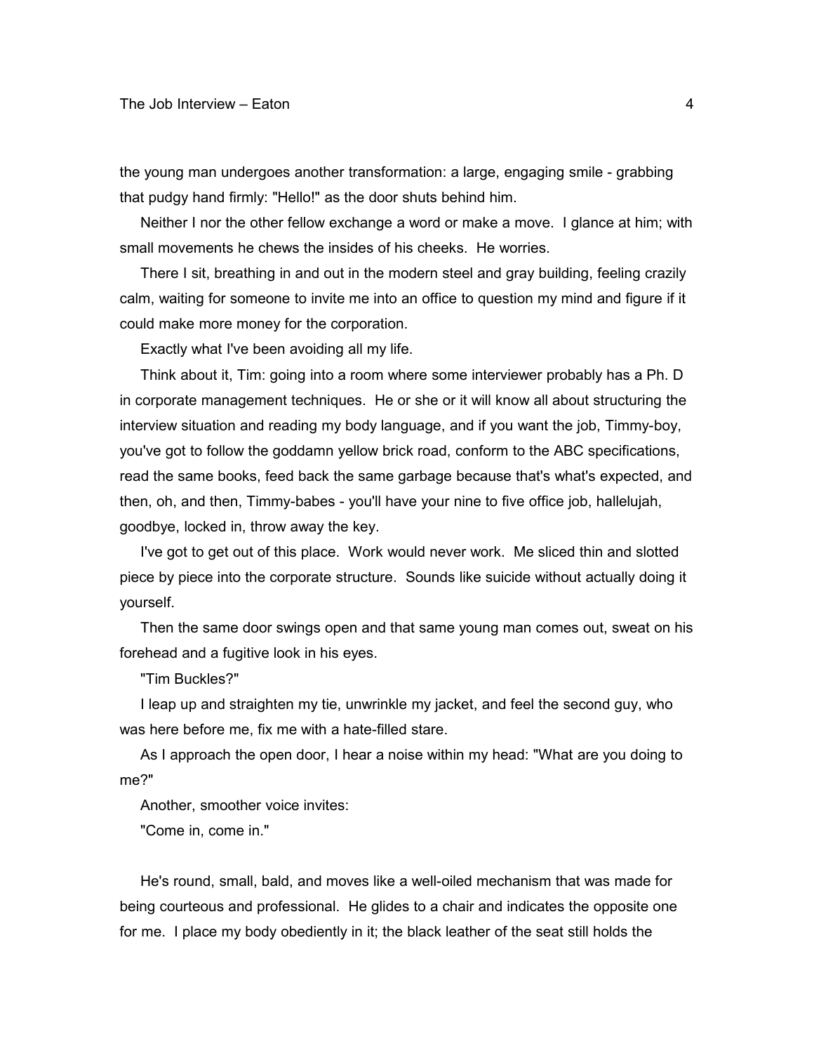the young man undergoes another transformation: a large, engaging smile - grabbing that pudgy hand firmly: "Hello!" as the door shuts behind him.

Neither I nor the other fellow exchange a word or make a move. I glance at him; with small movements he chews the insides of his cheeks. He worries.

There I sit, breathing in and out in the modern steel and gray building, feeling crazily calm, waiting for someone to invite me into an office to question my mind and figure if it could make more money for the corporation.

Exactly what I've been avoiding all my life.

Think about it, Tim: going into a room where some interviewer probably has a Ph. D in corporate management techniques. He or she or it will know all about structuring the interview situation and reading my body language, and if you want the job, Timmy-boy, you've got to follow the goddamn yellow brick road, conform to the ABC specifications, read the same books, feed back the same garbage because that's what's expected, and then, oh, and then, Timmy-babes - you'll have your nine to five office job, hallelujah, goodbye, locked in, throw away the key.

I've got to get out of this place. Work would never work. Me sliced thin and slotted piece by piece into the corporate structure. Sounds like suicide without actually doing it yourself.

Then the same door swings open and that same young man comes out, sweat on his forehead and a fugitive look in his eyes.

"Tim Buckles?"

I leap up and straighten my tie, unwrinkle my jacket, and feel the second guy, who was here before me, fix me with a hate-filled stare.

As I approach the open door, I hear a noise within my head: "What are you doing to me?"

Another, smoother voice invites:

"Come in, come in."

He's round, small, bald, and moves like a well-oiled mechanism that was made for being courteous and professional. He glides to a chair and indicates the opposite one for me. I place my body obediently in it; the black leather of the seat still holds the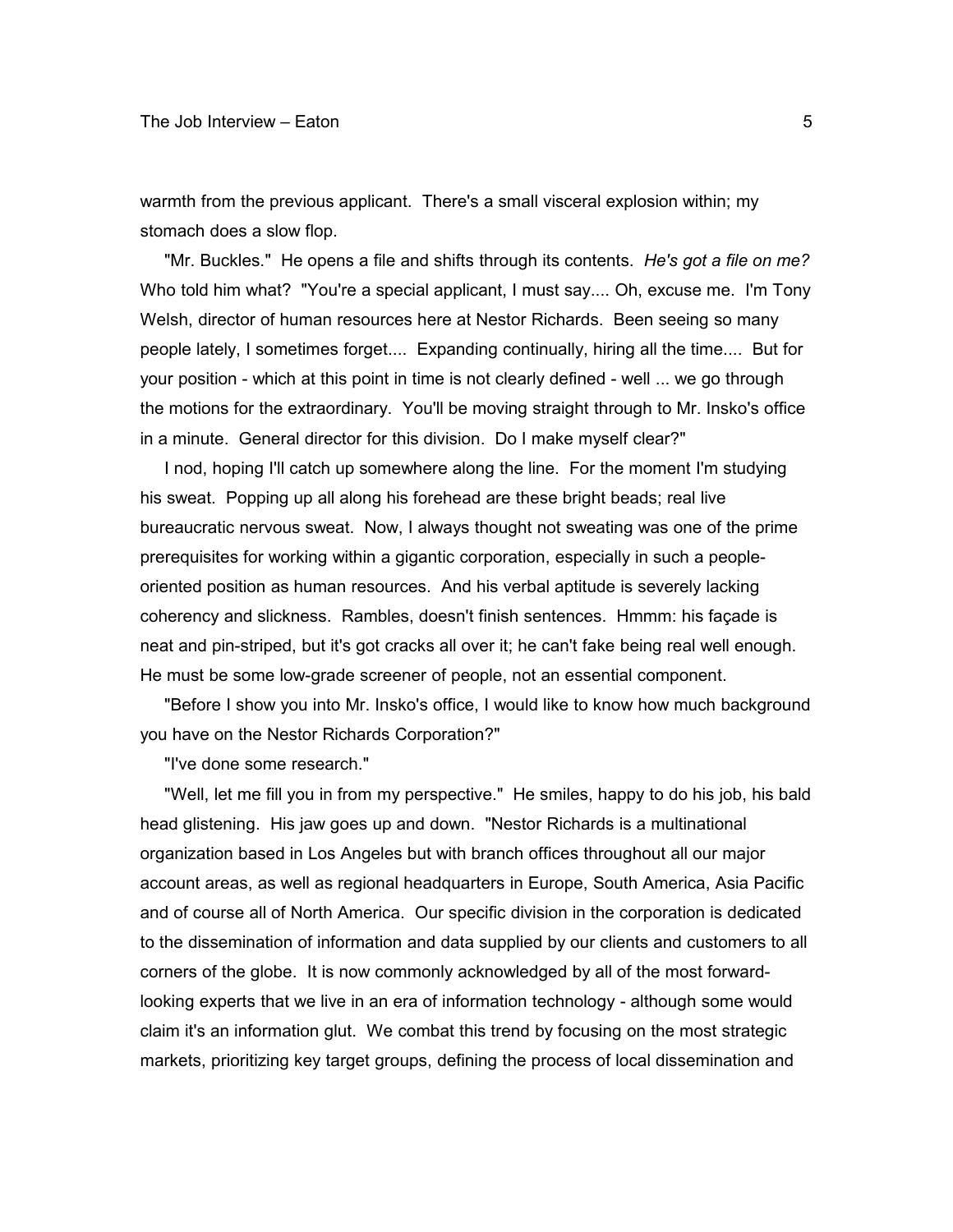warmth from the previous applicant. There's a small visceral explosion within; my stomach does a slow flop.

"Mr. Buckles." He opens a file and shifts through its contents. *He's got a file on me?* Who told him what? "You're a special applicant, I must say.... Oh, excuse me. I'm Tony Welsh, director of human resources here at Nestor Richards. Been seeing so many people lately, I sometimes forget.... Expanding continually, hiring all the time.... But for your position - which at this point in time is not clearly defined - well ... we go through the motions for the extraordinary. You'll be moving straight through to Mr. Insko's office in a minute. General director for this division. Do I make myself clear?"

I nod, hoping I'll catch up somewhere along the line. For the moment I'm studying his sweat. Popping up all along his forehead are these bright beads; real live bureaucratic nervous sweat. Now, I always thought not sweating was one of the prime prerequisites for working within a gigantic corporation, especially in such a people-oriented position as human resources. And his verbal aptitude is severely lacking coherency and slickness. Rambles, doesn't finish sentences. Hmmm: his façade is neat and pin-striped, but it's got cracks all over it; he can't fake being real well enough. He must be some low-grade screener of people, not an essential component.

"Before I show you into Mr. Insko's office, I would like to know how much background you have on the Nestor Richards Corporation?"

"I've done some research."

"Well, let me fill you in from my perspective." He smiles, happy to do his job, his bald head glistening. His jaw goes up and down. "Nestor Richards is a multinational organization based in Los Angeles but with branch offices throughout all our major account areas, as well as regional headquarters in Europe, South America, Asia Pacific and of course all of North America. Our specific division in the corporation is dedicated to the dissemination of information and data supplied by our clients and customers to all corners of the globe. It is now commonly acknowledged by all of the most forward-looking experts that we live in an era of information technology - although some would claim it's an information glut. We combat this trend by focusing on the most strategic markets, prioritizing key target groups, defining the process of local dissemination and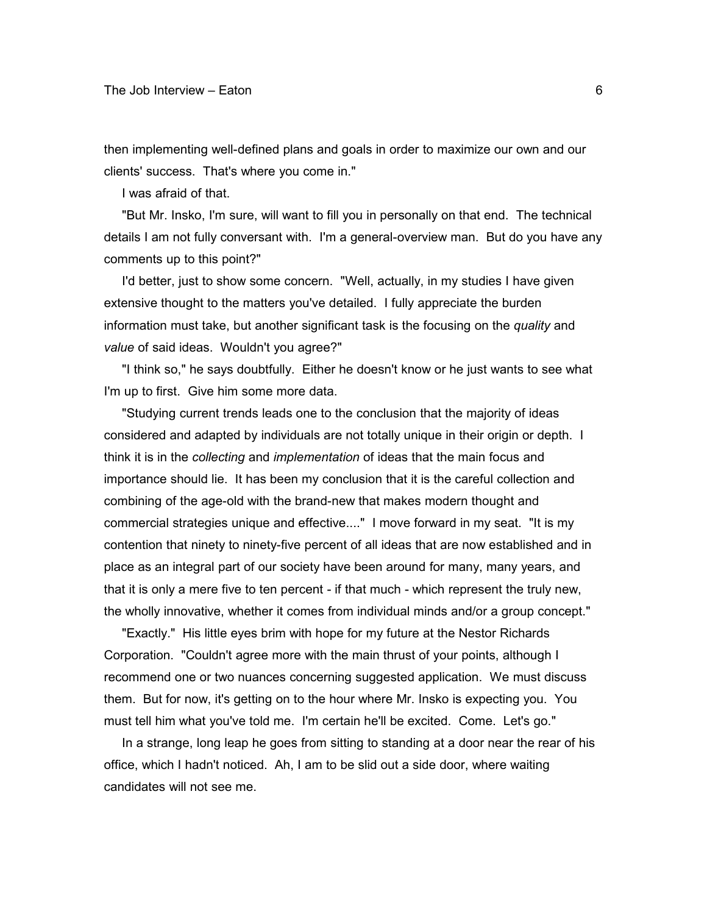then implementing well-defined plans and goals in order to maximize our own and our clients' success. That's where you come in."

I was afraid of that.

"But Mr. Insko, I'm sure, will want to fill you in personally on that end. The technical details I am not fully conversant with. I'm a general-overview man. But do you have any comments up to this point?"

I'd better, just to show some concern. "Well, actually, in my studies I have given extensive thought to the matters you've detailed. I fully appreciate the burden information must take, but another significant task is the focusing on the *quality* and *value* of said ideas. Wouldn't you agree?"

"I think so," he says doubtfully. Either he doesn't know or he just wants to see what I'm up to first. Give him some more data.

"Studying current trends leads one to the conclusion that the majority of ideas considered and adapted by individuals are not totally unique in their origin or depth. I think it is in the *collecting* and *implementation* of ideas that the main focus and importance should lie. It has been my conclusion that it is the careful collection and combining of the age-old with the brand-new that makes modern thought and commercial strategies unique and effective...." I move forward in my seat. "It is my contention that ninety to ninety-five percent of all ideas that are now established and in place as an integral part of our society have been around for many, many years, and that it is only a mere five to ten percent - if that much - which represent the truly new, the wholly innovative, whether it comes from individual minds and/or a group concept."

"Exactly." His little eyes brim with hope for my future at the Nestor Richards Corporation. "Couldn't agree more with the main thrust of your points, although I recommend one or two nuances concerning suggested application. We must discuss them. But for now, it's getting on to the hour where Mr. Insko is expecting you. You must tell him what you've told me. I'm certain he'll be excited. Come. Let's go."

In a strange, long leap he goes from sitting to standing at a door near the rear of his office, which I hadn't noticed. Ah, I am to be slid out a side door, where waiting candidates will not see me.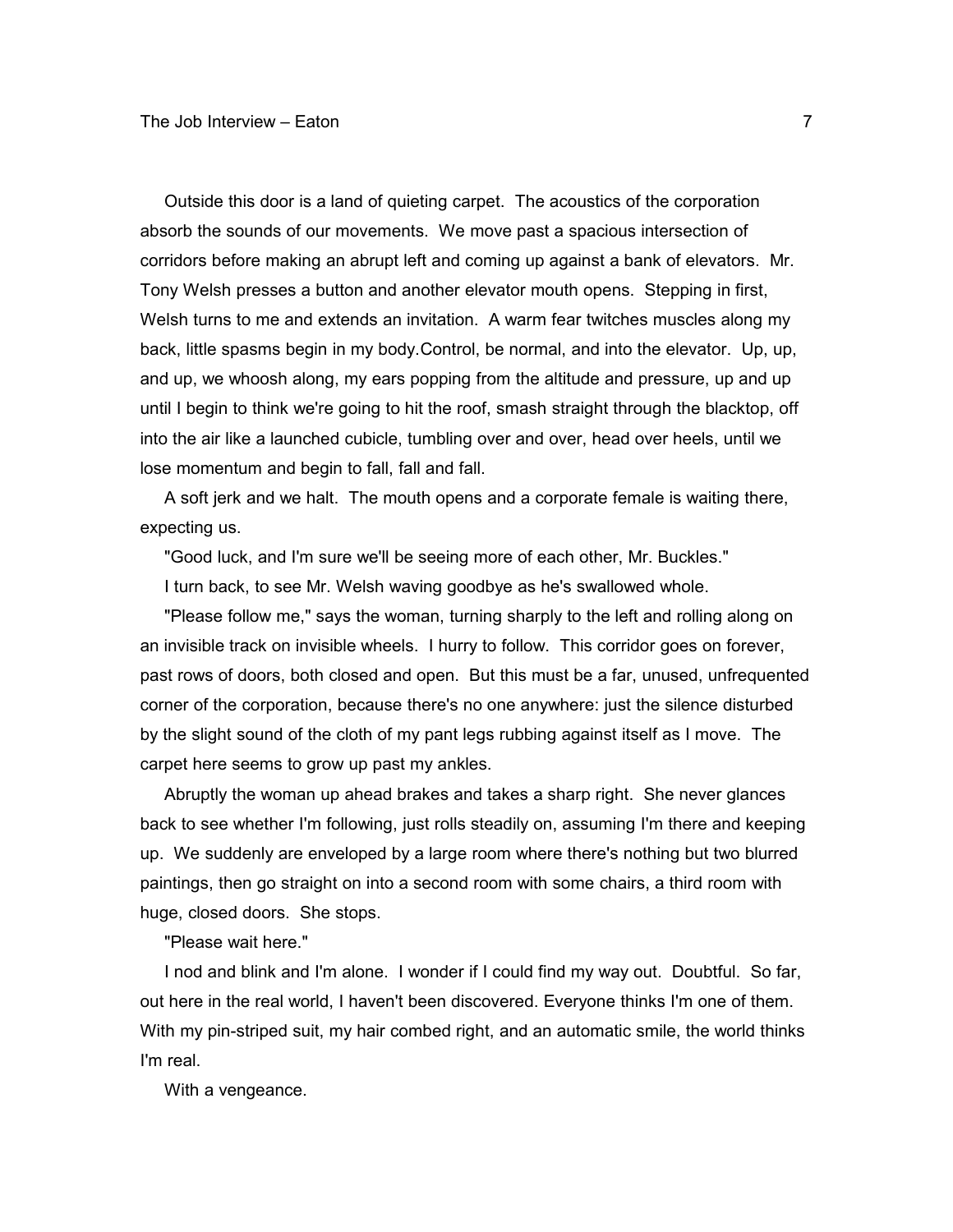Outside this door is a land of quieting carpet. The acoustics of the corporation absorb the sounds of our movements. We move past a spacious intersection of corridors before making an abrupt left and coming up against a bank of elevators. Mr. Tony Welsh presses a button and another elevator mouth opens. Stepping in first, Welsh turns to me and extends an invitation. A warm fear twitches muscles along my back, little spasms begin in my body.Control, be normal, and into the elevator. Up, up, and up, we whoosh along, my ears popping from the altitude and pressure, up and up until I begin to think we're going to hit the roof, smash straight through the blacktop, off into the air like a launched cubicle, tumbling over and over, head over heels, until we lose momentum and begin to fall, fall and fall.

A soft jerk and we halt. The mouth opens and a corporate female is waiting there, expecting us.

"Good luck, and I'm sure we'll be seeing more of each other, Mr. Buckles."

I turn back, to see Mr. Welsh waving goodbye as he's swallowed whole.

"Please follow me," says the woman, turning sharply to the left and rolling along on an invisible track on invisible wheels. I hurry to follow. This corridor goes on forever, past rows of doors, both closed and open. But this must be a far, unused, unfrequented corner of the corporation, because there's no one anywhere: just the silence disturbed by the slight sound of the cloth of my pant legs rubbing against itself as I move. The carpet here seems to grow up past my ankles.

Abruptly the woman up ahead brakes and takes a sharp right. She never glances back to see whether I'm following, just rolls steadily on, assuming I'm there and keeping up. We suddenly are enveloped by a large room where there's nothing but two blurred paintings, then go straight on into a second room with some chairs, a third room with huge, closed doors. She stops.

"Please wait here."

I nod and blink and I'm alone. I wonder if I could find my way out. Doubtful. So far, out here in the real world, I haven't been discovered. Everyone thinks I'm one of them. With my pin-striped suit, my hair combed right, and an automatic smile, the world thinks I'm real.

With a vengeance.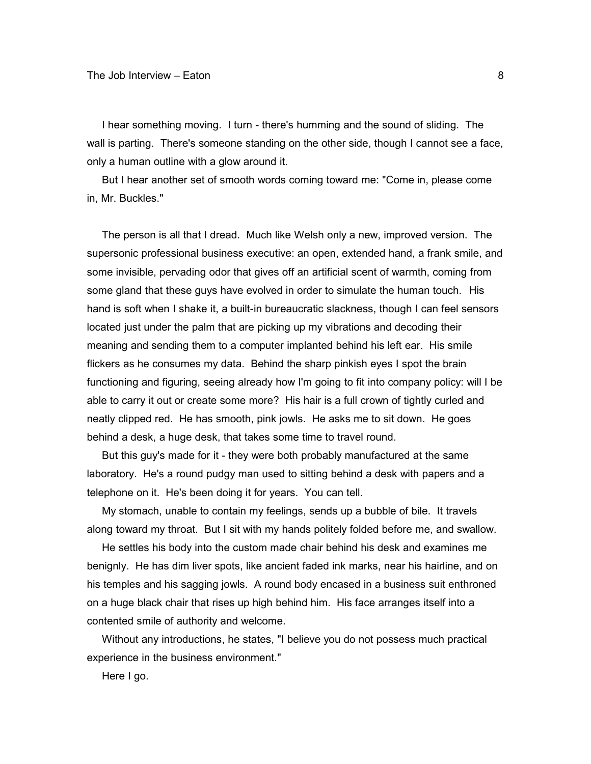I hear something moving. I turn - there's humming and the sound of sliding. The wall is parting. There's someone standing on the other side, though I cannot see a face, only a human outline with a glow around it.

But I hear another set of smooth words coming toward me: "Come in, please come in, Mr. Buckles."

The person is all that I dread. Much like Welsh only a new, improved version. The supersonic professional business executive: an open, extended hand, a frank smile, and some invisible, pervading odor that gives off an artificial scent of warmth, coming from some gland that these guys have evolved in order to simulate the human touch. His hand is soft when I shake it, a built-in bureaucratic slackness, though I can feel sensors located just under the palm that are picking up my vibrations and decoding their meaning and sending them to a computer implanted behind his left ear. His smile flickers as he consumes my data. Behind the sharp pinkish eyes I spot the brain functioning and figuring, seeing already how I'm going to fit into company policy: will I be able to carry it out or create some more? His hair is a full crown of tightly curled and neatly clipped red. He has smooth, pink jowls. He asks me to sit down. He goes behind a desk, a huge desk, that takes some time to travel round.

But this guy's made for it - they were both probably manufactured at the same laboratory. He's a round pudgy man used to sitting behind a desk with papers and a telephone on it. He's been doing it for years. You can tell.

My stomach, unable to contain my feelings, sends up a bubble of bile. It travels along toward my throat. But I sit with my hands politely folded before me, and swallow.

He settles his body into the custom made chair behind his desk and examines me benignly. He has dim liver spots, like ancient faded ink marks, near his hairline, and on his temples and his sagging jowls. A round body encased in a business suit enthroned on a huge black chair that rises up high behind him. His face arranges itself into a contented smile of authority and welcome.

Without any introductions, he states, "I believe you do not possess much practical experience in the business environment."

Here I go.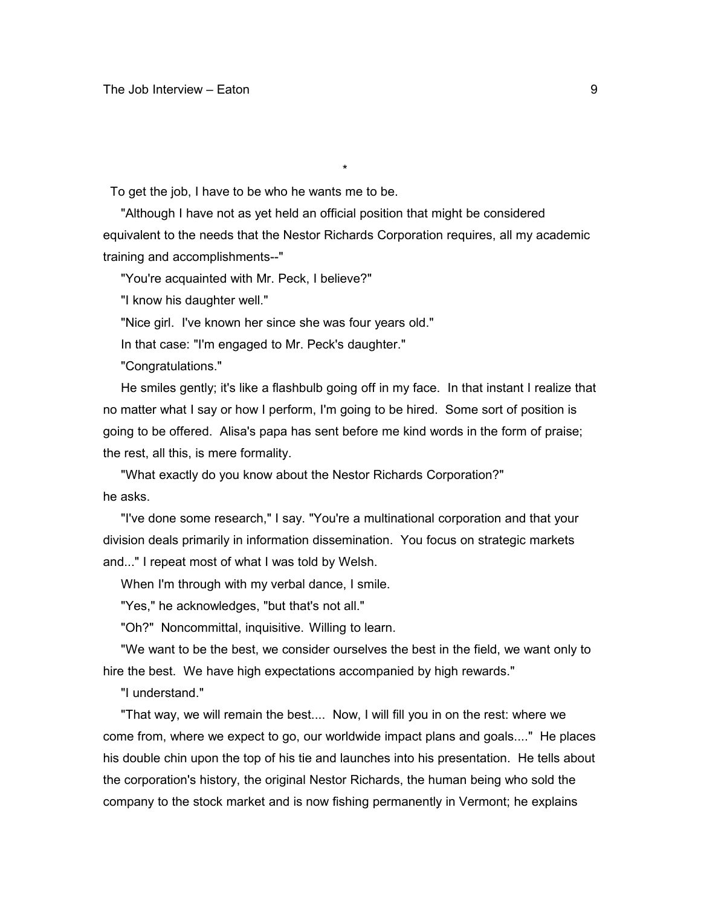*

To get the job, I have to be who he wants me to be.

"Although I have not as yet held an official position that might be considered equivalent to the needs that the Nestor Richards Corporation requires, all my academic training and accomplishments--"

"You're acquainted with Mr. Peck, I believe?"

"I know his daughter well."

"Nice girl. I've known her since she was four years old."

In that case: "I'm engaged to Mr. Peck's daughter."

"Congratulations."

He smiles gently; it's like a flashbulb going off in my face. In that instant I realize that no matter what I say or how I perform, I'm going to be hired. Some sort of position is going to be offered. Alisa's papa has sent before me kind words in the form of praise; the rest, all this, is mere formality.

"What exactly do you know about the Nestor Richards Corporation?" he asks.

"I've done some research," I say. "You're a multinational corporation and that your division deals primarily in information dissemination. You focus on strategic markets and..." I repeat most of what I was told by Welsh.

When I'm through with my verbal dance, I smile.

"Yes," he acknowledges, "but that's not all."

"Oh?" Noncommittal, inquisitive. Willing to learn.

"We want to be the best, we consider ourselves the best in the field, we want only to hire the best. We have high expectations accompanied by high rewards."

"I understand."

"That way, we will remain the best.... Now, I will fill you in on the rest: where we come from, where we expect to go, our worldwide impact plans and goals...." He places his double chin upon the top of his tie and launches into his presentation. He tells about the corporation's history, the original Nestor Richards, the human being who sold the company to the stock market and is now fishing permanently in Vermont; he explains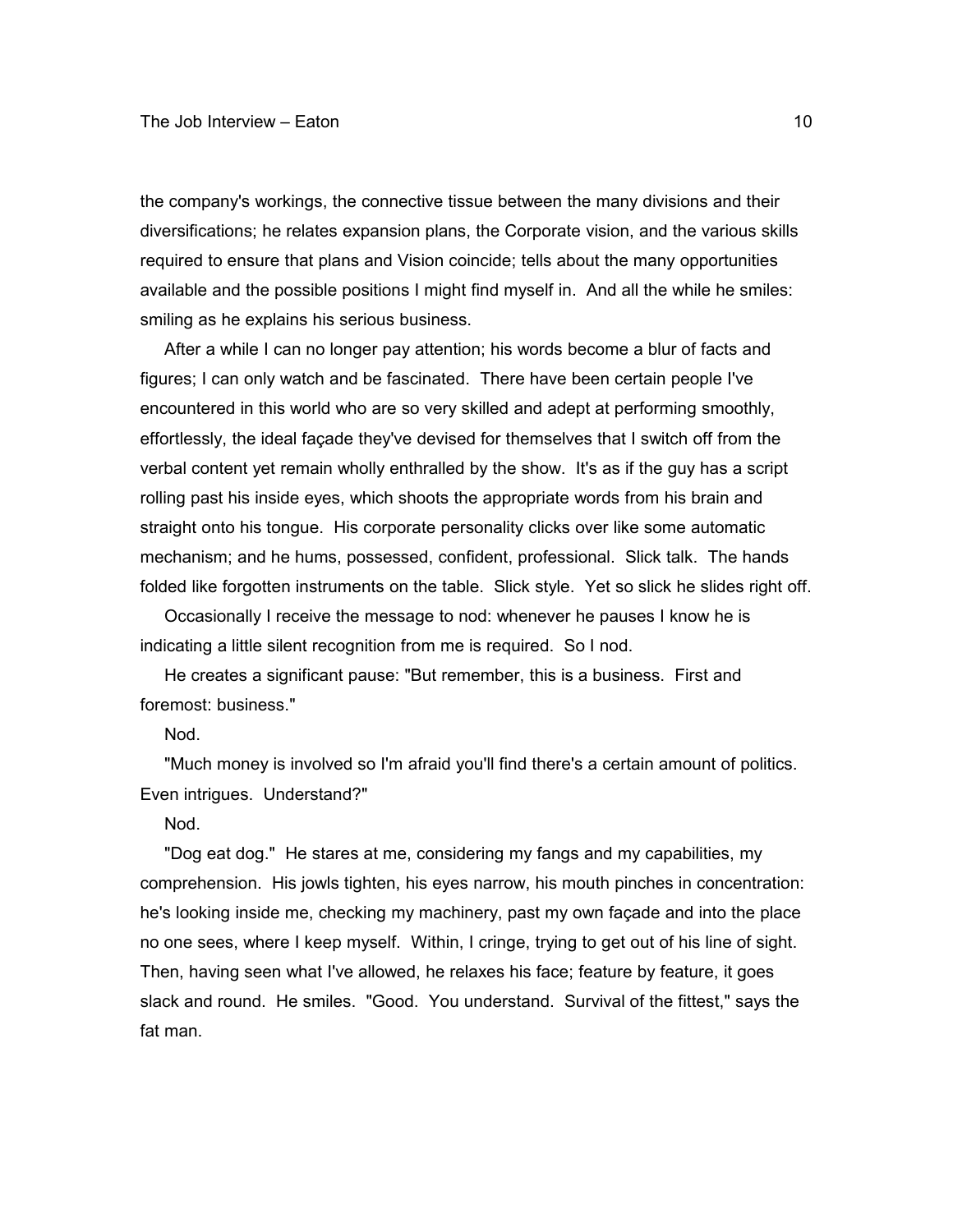the company's workings, the connective tissue between the many divisions and their diversifications; he relates expansion plans, the Corporate vision, and the various skills required to ensure that plans and Vision coincide; tells about the many opportunities available and the possible positions I might find myself in. And all the while he smiles: smiling as he explains his serious business.

After a while I can no longer pay attention; his words become a blur of facts and figures; I can only watch and be fascinated. There have been certain people I've encountered in this world who are so very skilled and adept at performing smoothly, effortlessly, the ideal façade they've devised for themselves that I switch off from the verbal content yet remain wholly enthralled by the show. It's as if the guy has a script rolling past his inside eyes, which shoots the appropriate words from his brain and straight onto his tongue. His corporate personality clicks over like some automatic mechanism; and he hums, possessed, confident, professional. Slick talk. The hands folded like forgotten instruments on the table. Slick style. Yet so slick he slides right off.

Occasionally I receive the message to nod: whenever he pauses I know he is indicating a little silent recognition from me is required. So I nod.

He creates a significant pause: "But remember, this is a business. First and foremost: business."

Nod.

"Much money is involved so I'm afraid you'll find there's a certain amount of politics. Even intrigues. Understand?"

Nod.

"Dog eat dog." He stares at me, considering my fangs and my capabilities, my comprehension. His jowls tighten, his eyes narrow, his mouth pinches in concentration: he's looking inside me, checking my machinery, past my own façade and into the place no one sees, where I keep myself. Within, I cringe, trying to get out of his line of sight. Then, having seen what I've allowed, he relaxes his face; feature by feature, it goes slack and round. He smiles. "Good. You understand. Survival of the fittest," says the fat man.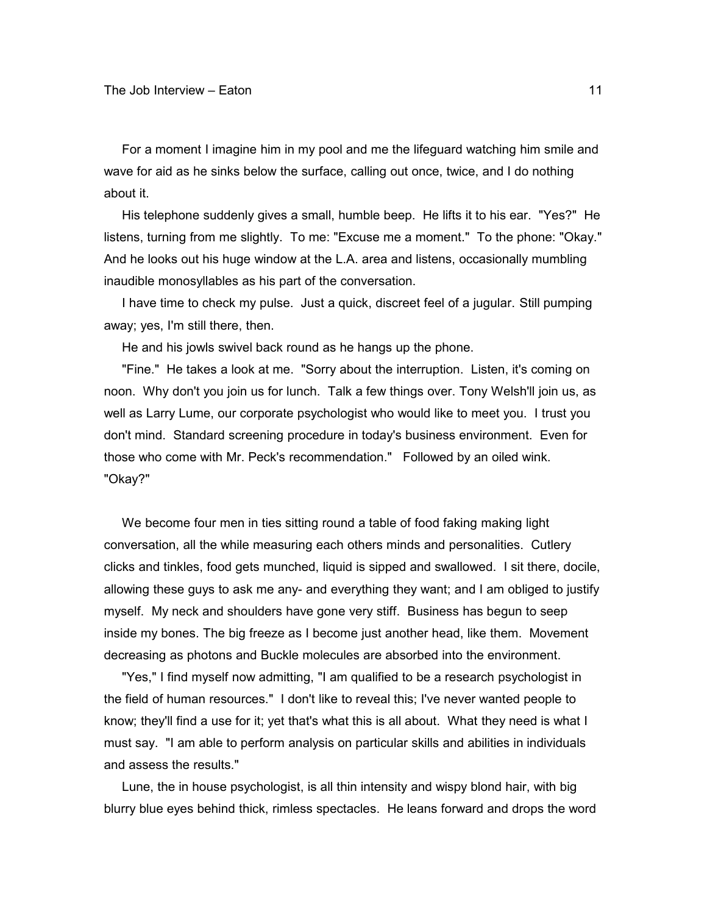For a moment I imagine him in my pool and me the lifeguard watching him smile and wave for aid as he sinks below the surface, calling out once, twice, and I do nothing about it.

His telephone suddenly gives a small, humble beep. He lifts it to his ear. "Yes?" He listens, turning from me slightly. To me: "Excuse me a moment." To the phone: "Okay." And he looks out his huge window at the L.A. area and listens, occasionally mumbling inaudible monosyllables as his part of the conversation.

I have time to check my pulse. Just a quick, discreet feel of a jugular. Still pumping away; yes, I'm still there, then.

He and his jowls swivel back round as he hangs up the phone.

"Fine." He takes a look at me. "Sorry about the interruption. Listen, it's coming on noon. Why don't you join us for lunch. Talk a few things over. Tony Welsh'll join us, as well as Larry Lume, our corporate psychologist who would like to meet you. I trust you don't mind. Standard screening procedure in today's business environment. Even for those who come with Mr. Peck's recommendation." Followed by an oiled wink. "Okay?"

We become four men in ties sitting round a table of food faking making light conversation, all the while measuring each others minds and personalities. Cutlery clicks and tinkles, food gets munched, liquid is sipped and swallowed. I sit there, docile, allowing these guys to ask me any- and everything they want; and I am obliged to justify myself. My neck and shoulders have gone very stiff. Business has begun to seep inside my bones. The big freeze as I become just another head, like them. Movement decreasing as photons and Buckle molecules are absorbed into the environment.

"Yes," I find myself now admitting, "I am qualified to be a research psychologist in the field of human resources." I don't like to reveal this; I've never wanted people to know; they'll find a use for it; yet that's what this is all about. What they need is what I must say. "I am able to perform analysis on particular skills and abilities in individuals and assess the results."

Lune, the in house psychologist, is all thin intensity and wispy blond hair, with big blurry blue eyes behind thick, rimless spectacles. He leans forward and drops the word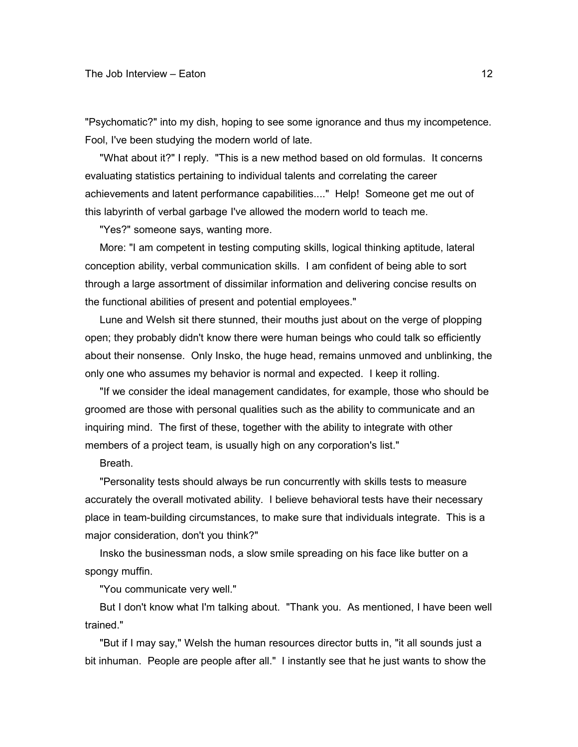"Psychomatic?" into my dish, hoping to see some ignorance and thus my incompetence. Fool, I've been studying the modern world of late.

"What about it?" I reply. "This is a new method based on old formulas. It concerns evaluating statistics pertaining to individual talents and correlating the career achievements and latent performance capabilities...." Help! Someone get me out of this labyrinth of verbal garbage I've allowed the modern world to teach me.

"Yes?" someone says, wanting more.

More: "I am competent in testing computing skills, logical thinking aptitude, lateral conception ability, verbal communication skills. I am confident of being able to sort through a large assortment of dissimilar information and delivering concise results on the functional abilities of present and potential employees."

Lune and Welsh sit there stunned, their mouths just about on the verge of plopping open; they probably didn't know there were human beings who could talk so efficiently about their nonsense. Only Insko, the huge head, remains unmoved and unblinking, the only one who assumes my behavior is normal and expected. I keep it rolling.

"If we consider the ideal management candidates, for example, those who should be groomed are those with personal qualities such as the ability to communicate and an inquiring mind. The first of these, together with the ability to integrate with other members of a project team, is usually high on any corporation's list."

Breath.

"Personality tests should always be run concurrently with skills tests to measure accurately the overall motivated ability. I believe behavioral tests have their necessary place in team-building circumstances, to make sure that individuals integrate. This is a major consideration, don't you think?"

Insko the businessman nods, a slow smile spreading on his face like butter on a spongy muffin.

"You communicate very well."

But I don't know what I'm talking about. "Thank you. As mentioned, I have been well trained."

"But if I may say," Welsh the human resources director butts in, "it all sounds just a bit inhuman. People are people after all." I instantly see that he just wants to show the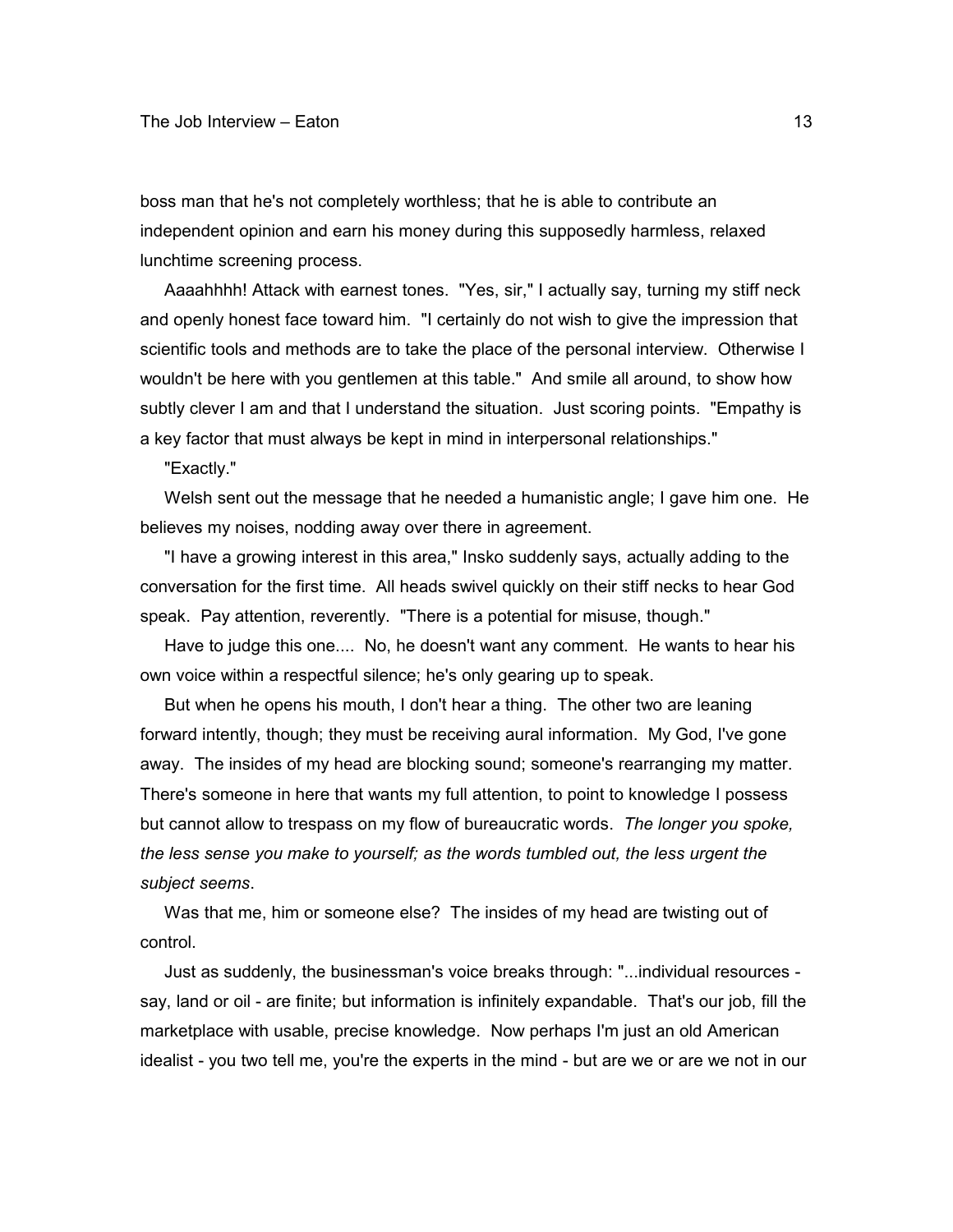boss man that he's not completely worthless; that he is able to contribute an independent opinion and earn his money during this supposedly harmless, relaxed lunchtime screening process.

Aaaahhhh! Attack with earnest tones. "Yes, sir," I actually say, turning my stiff neck and openly honest face toward him. "I certainly do not wish to give the impression that scientific tools and methods are to take the place of the personal interview. Otherwise I wouldn't be here with you gentlemen at this table." And smile all around, to show how subtly clever I am and that I understand the situation. Just scoring points. "Empathy is a key factor that must always be kept in mind in interpersonal relationships."

"Exactly."

Welsh sent out the message that he needed a humanistic angle; I gave him one. He believes my noises, nodding away over there in agreement.

"I have a growing interest in this area," Insko suddenly says, actually adding to the conversation for the first time. All heads swivel quickly on their stiff necks to hear God speak. Pay attention, reverently. "There is a potential for misuse, though."

Have to judge this one.... No, he doesn't want any comment. He wants to hear his own voice within a respectful silence; he's only gearing up to speak.

But when he opens his mouth, I don't hear a thing. The other two are leaning forward intently, though; they must be receiving aural information. My God, I've gone away. The insides of my head are blocking sound; someone's rearranging my matter. There's someone in here that wants my full attention, to point to knowledge I possess but cannot allow to trespass on my flow of bureaucratic words. *The longer you spoke, the less sense you make to yourself; as the words tumbled out, the less urgent the subject seems*.

Was that me, him or someone else? The insides of my head are twisting out of control.

Just as suddenly, the businessman's voice breaks through: "...individual resources - say, land or oil - are finite; but information is infinitely expandable. That's our job, fill the marketplace with usable, precise knowledge. Now perhaps I'm just an old American idealist - you two tell me, you're the experts in the mind - but are we or are we not in our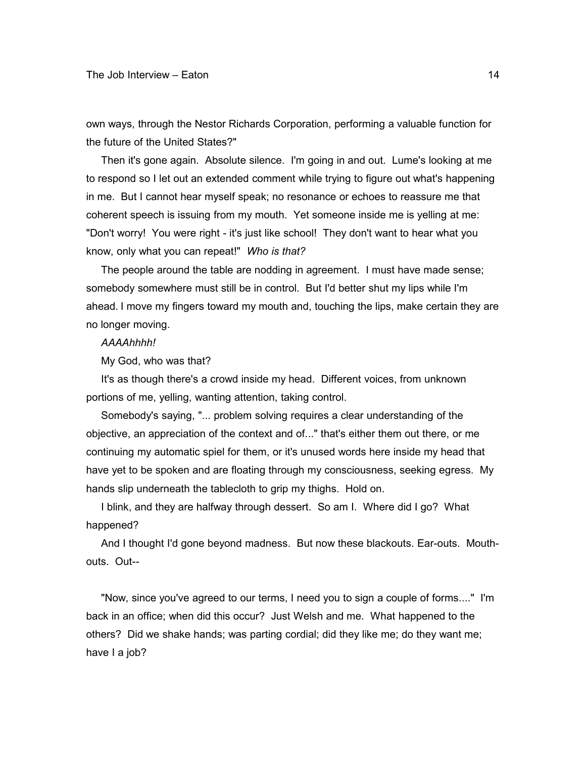own ways, through the Nestor Richards Corporation, performing a valuable function for the future of the United States?"

Then it's gone again. Absolute silence. I'm going in and out. Lume's looking at me to respond so I let out an extended comment while trying to figure out what's happening in me. But I cannot hear myself speak; no resonance or echoes to reassure me that coherent speech is issuing from my mouth. Yet someone inside me is yelling at me: "Don't worry! You were right - it's just like school! They don't want to hear what you know, only what you can repeat!" *Who is that?*

The people around the table are nodding in agreement. I must have made sense; somebody somewhere must still be in control. But I'd better shut my lips while I'm ahead. I move my fingers toward my mouth and, touching the lips, make certain they are no longer moving.

*AAAAhhhh!*

My God, who was that?

It's as though there's a crowd inside my head. Different voices, from unknown portions of me, yelling, wanting attention, taking control.

Somebody's saying, "... problem solving requires a clear understanding of the objective, an appreciation of the context and of..." that's either them out there, or me continuing my automatic spiel for them, or it's unused words here inside my head that have yet to be spoken and are floating through my consciousness, seeking egress. My hands slip underneath the tablecloth to grip my thighs. Hold on.

I blink, and they are halfway through dessert. So am I. Where did I go? What happened?

And I thought I'd gone beyond madness. But now these blackouts. Ear-outs. Mouth-outs. Out--

"Now, since you've agreed to our terms, I need you to sign a couple of forms...." I'm back in an office; when did this occur? Just Welsh and me. What happened to the others? Did we shake hands; was parting cordial; did they like me; do they want me; have I a job?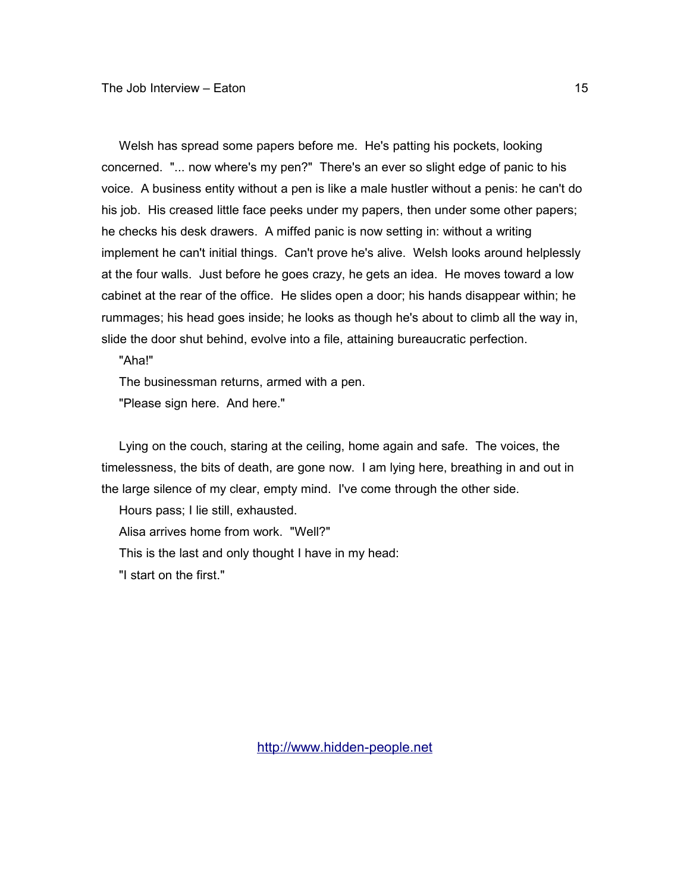Welsh has spread some papers before me. He's patting his pockets, looking concerned. "... now where's my pen?" There's an ever so slight edge of panic to his voice. A business entity without a pen is like a male hustler without a penis: he can't do his job. His creased little face peeks under my papers, then under some other papers; he checks his desk drawers. A miffed panic is now setting in: without a writing implement he can't initial things. Can't prove he's alive. Welsh looks around helplessly at the four walls. Just before he goes crazy, he gets an idea. He moves toward a low cabinet at the rear of the office. He slides open a door; his hands disappear within; he rummages; his head goes inside; he looks as though he's about to climb all the way in, slide the door shut behind, evolve into a file, attaining bureaucratic perfection.

"Aha!"

The businessman returns, armed with a pen.

"Please sign here. And here."

Lying on the couch, staring at the ceiling, home again and safe. The voices, the timelessness, the bits of death, are gone now. I am lying here, breathing in and out in the large silence of my clear, empty mind. I've come through the other side.

Hours pass; I lie still, exhausted.

Alisa arrives home from work. "Well?"

This is the last and only thought I have in my head:

"I start on the first."

http://www.hidden-people.net